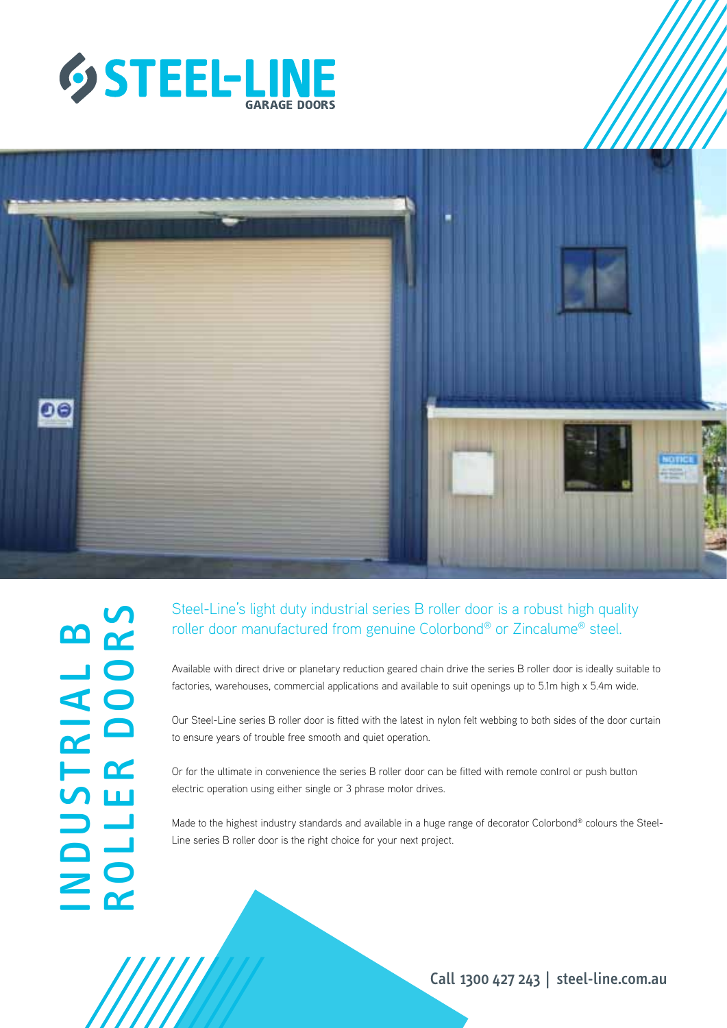# STEEL-LINE GARAGE DOORS

# INDUSTRIAL B ROLLER DOORS

Steel-Line's light duty industrial series B roller door is a robust high quality roller door manufactured from genuine Colorbond® or Zincalume® steel.

Available with direct drive or planetary reduction geared chain drive the series B roller door is ideally suitable to factories, warehouses, commercial applications and available to suit openings up to 5.1m high x 5.4m wide.

Our Steel-Line series B roller door is fitted with the latest in nylon felt webbing to both sides of the door curtain to ensure years of trouble free smooth and quiet operation.

Or for the ultimate in convenience the series B roller door can be fitted with remote control or push button electric operation using either single or 3 phrase motor drives.

Made to the highest industry standards and available in a huge range of decorator Colorbond® colours the Steel-Line series B roller door is the right choice for your next project.

**Call 1300 427 243 | steel-line.com.au**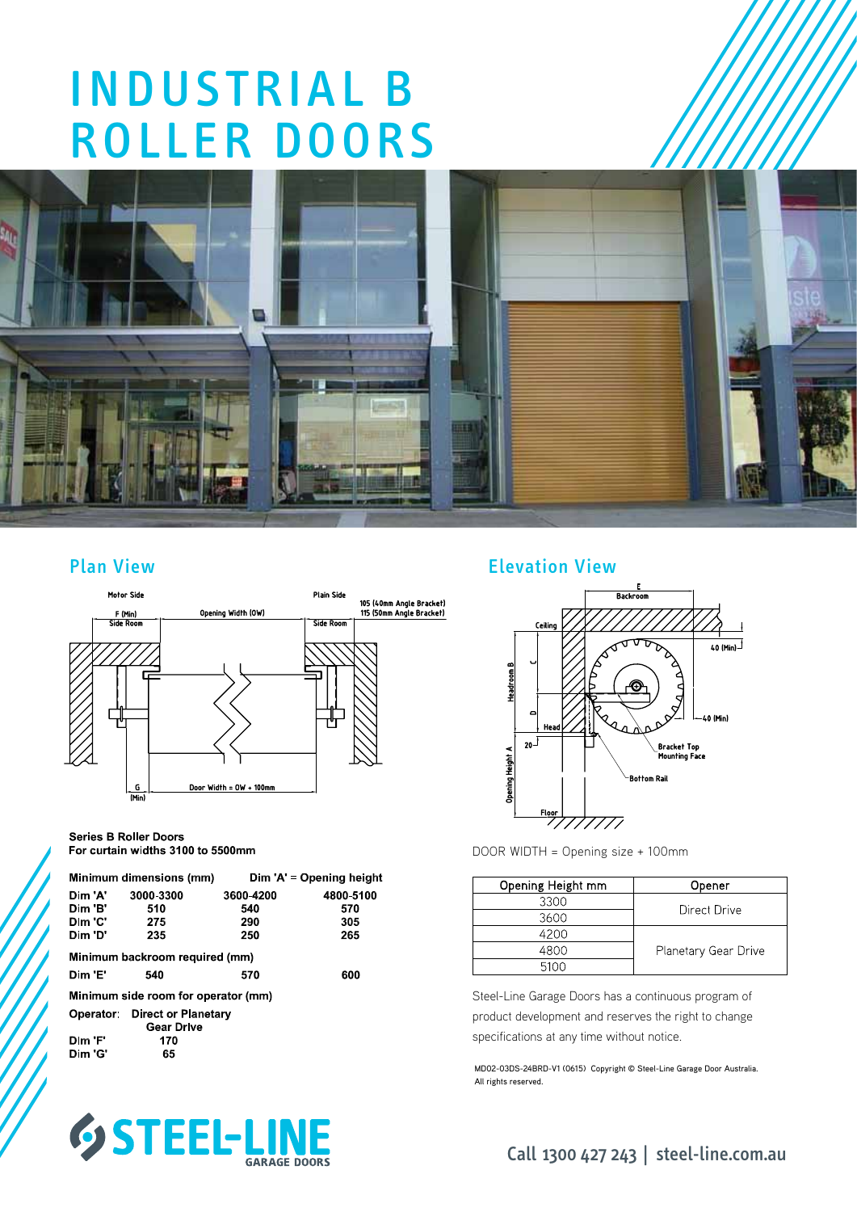# INDUSTRIAL B ROLLER DOORS

## Plan View

Motor Side

F (Min) Side Room

Opening Width (OW)

Plain Side

Side Room

105 (40mm Angle Bracket)
115 (50mm Angle Bracket)

G (Min)

Door Width = OW + 100mm

**Series B Roller Doors**
**For curtain widths 3100 to 5500mm**

| Minimum dimensions (mm) | Dim 'A' = Opening height | | |
|---|---|---|---|
| Dim 'A' | 3000-3300 | 3600-4200 | 4800-5100 |
| Dim 'B' | 510 | 540 | 570 |
| Dim 'C' | 275 | 290 | 305 |
| Dim 'D' | 235 | 250 | 265 |

**Minimum backroom required (mm)**

| | | | |
|---|---|---|---|
| Dim 'E' | 540 | 570 | 600 |

**Minimum side room for operator (mm)**

| Operator: | Direct or Planetary Gear Drive |
|---|---|
| Dim 'F' | 170 |
| Dim 'G' | 65 |

## Elevation View

E
Backroom

Ceiling

Headroom B

C

D

Head

20

40 (Min)

40 (Min)

Bracket Top Mounting Face

Bottom Rail

Opening Height A

Floor

DOOR WIDTH = Opening size + 100mm

| Opening Height mm | Opener |
|---|---|
| 3300 | Direct Drive |
| 3600 | |
| 4200 | Planetary Gear Drive |
| 4800 | |
| 5100 | |

Steel-Line Garage Doors has a continuous program of product development and reserves the right to change specifications at any time without notice.

MD02-03DS-24BRD-V1 (0615) Copyright © Steel-Line Garage Door Australia. All rights reserved.

STEEL-LINE GARAGE DOORS

Call 1300 427 243 | steel-line.com.au